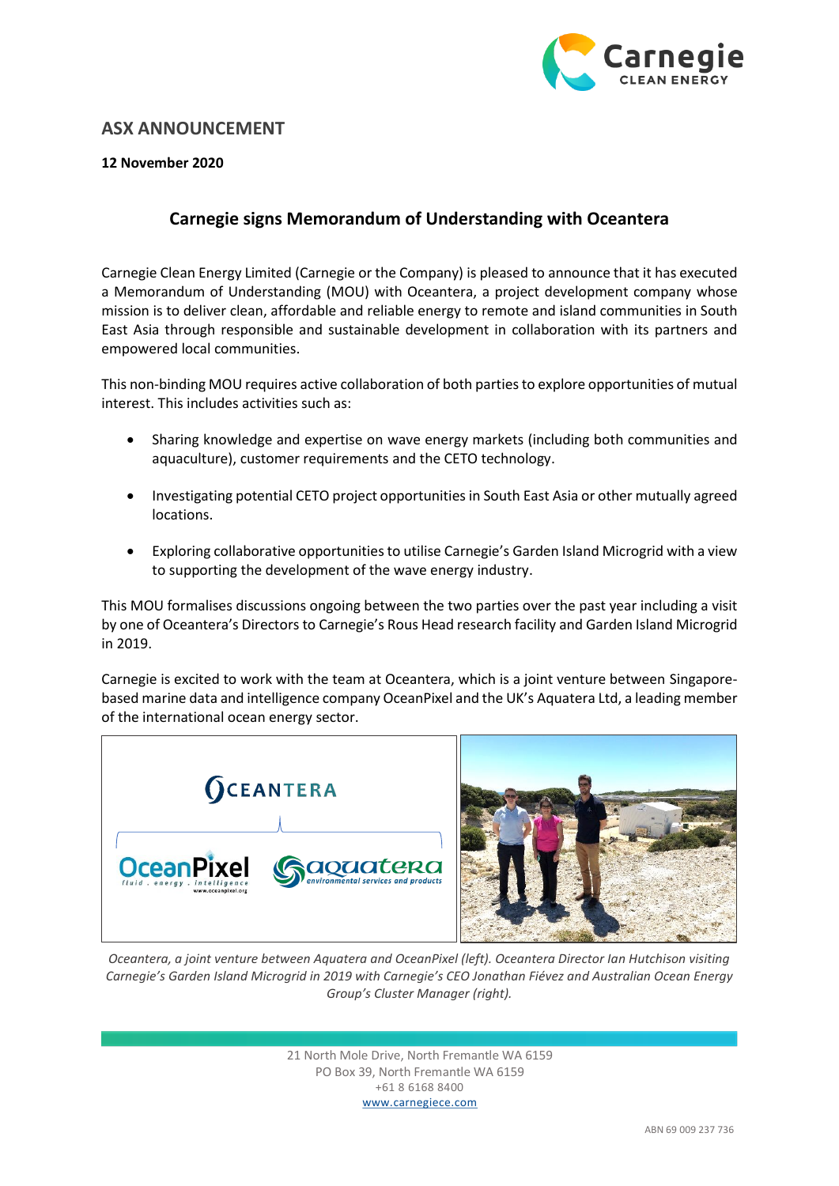## ASX ANNOUNCEMENT

**12 November 2020**

### Carnegie signs Memorandum of Understanding with Oceantera

Carnegie Clean Energy Limited (Carnegie or the Company) is pleased to announce that it has executed a Memorandum of Understanding (MOU) with Oceantera, a project development company whose mission is to deliver clean, affordable and reliable energy to remote and island communities in South East Asia through responsible and sustainable development in collaboration with its partners and empowered local communities.

This non-binding MOU requires active collaboration of both parties to explore opportunities of mutual interest. This includes activities such as:

- Sharing knowledge and expertise on wave energy markets (including both communities and aquaculture), customer requirements and the CETO technology.
- Investigating potential CETO project opportunities in South East Asia or other mutually agreed locations.
- Exploring collaborative opportunities to utilise Carnegie's Garden Island Microgrid with a view to supporting the development of the wave energy industry.

This MOU formalises discussions ongoing between the two parties over the past year including a visit by one of Oceantera's Directors to Carnegie's Rous Head research facility and Garden Island Microgrid in 2019.

Carnegie is excited to work with the team at Oceantera, which is a joint venture between Singapore-based marine data and intelligence company OceanPixel and the UK's Aquatera Ltd, a leading member of the international ocean energy sector.

*Oceantera, a joint venture between Aquatera and OceanPixel (left). Oceantera Director Ian Hutchison visiting Carnegie's Garden Island Microgrid in 2019 with Carnegie's CEO Jonathan Fiévez and Australian Ocean Energy Group's Cluster Manager (right).*

21 North Mole Drive, North Fremantle WA 6159
PO Box 39, North Fremantle WA 6159
+61 8 6168 8400
www.carnegiece.com

ABN 69 009 237 736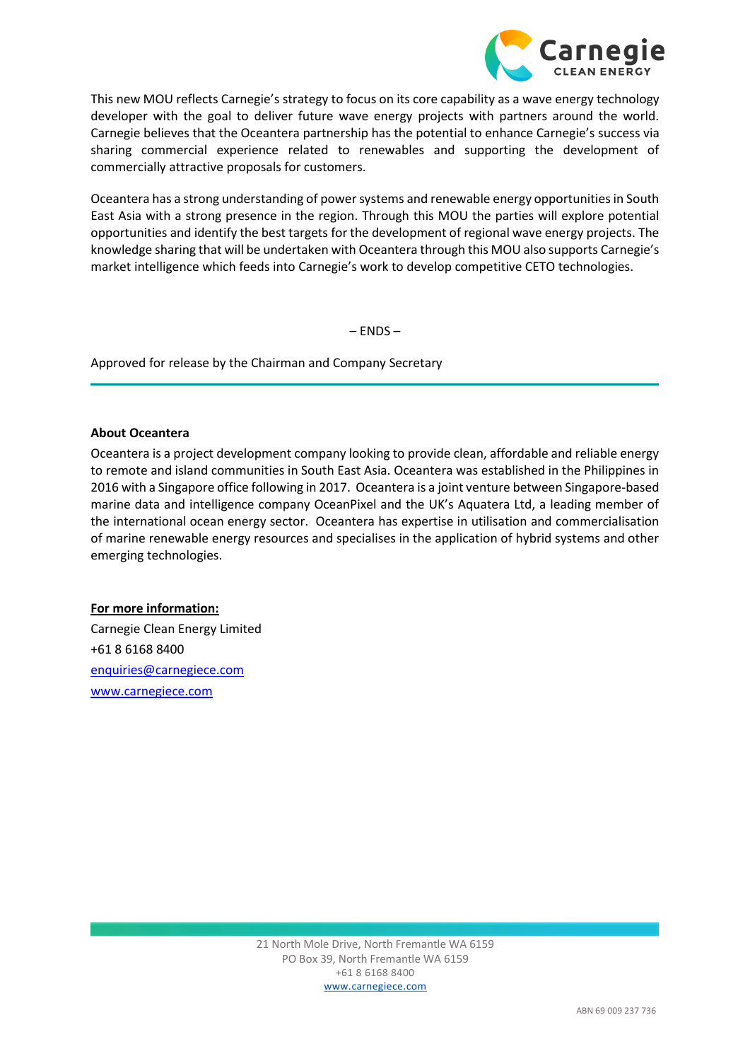This new MOU reflects Carnegie's strategy to focus on its core capability as a wave energy technology developer with the goal to deliver future wave energy projects with partners around the world. Carnegie believes that the Oceantera partnership has the potential to enhance Carnegie's success via sharing commercial experience related to renewables and supporting the development of commercially attractive proposals for customers.

Oceantera has a strong understanding of power systems and renewable energy opportunities in South East Asia with a strong presence in the region. Through this MOU the parties will explore potential opportunities and identify the best targets for the development of regional wave energy projects. The knowledge sharing that will be undertaken with Oceantera through this MOU also supports Carnegie's market intelligence which feeds into Carnegie's work to develop competitive CETO technologies.

– ENDS –

Approved for release by the Chairman and Company Secretary

---

**About Oceantera**

Oceantera is a project development company looking to provide clean, affordable and reliable energy to remote and island communities in South East Asia. Oceantera was established in the Philippines in 2016 with a Singapore office following in 2017. Oceantera is a joint venture between Singapore-based marine data and intelligence company OceanPixel and the UK's Aquatera Ltd, a leading member of the international ocean energy sector. Oceantera has expertise in utilisation and commercialisation of marine renewable energy resources and specialises in the application of hybrid systems and other emerging technologies.

**For more information:**

Carnegie Clean Energy Limited
+61 8 6168 8400
enquiries@carnegiece.com
www.carnegiece.com